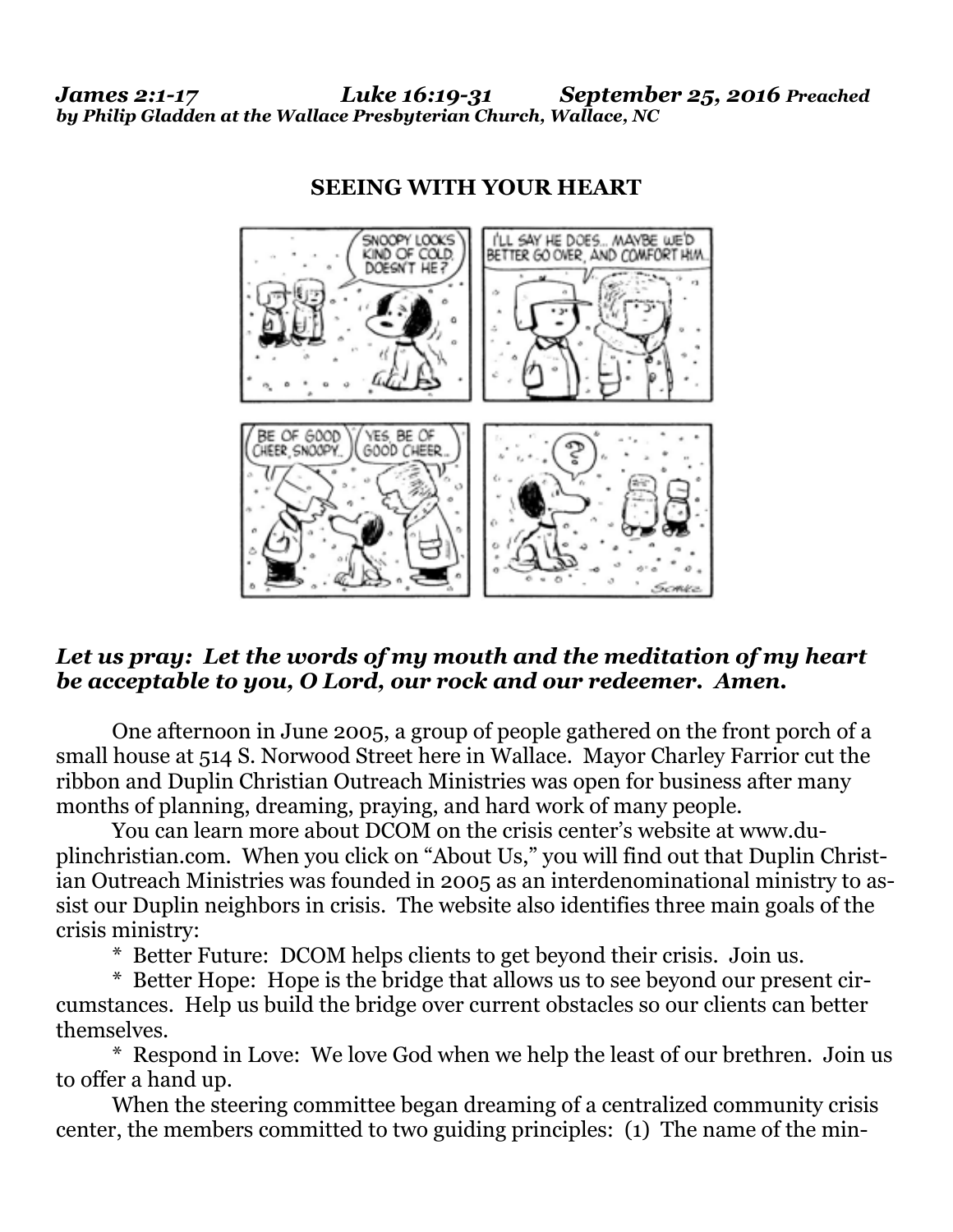***James 2:1-17 Luke 16:19-31 September 25, 2016 Preached by Philip Gladden at the Wallace Presbyterian Church, Wallace, NC***

## SEEING WITH YOUR HEART

***Let us pray: Let the words of my mouth and the meditation of my heart be acceptable to you, O Lord, our rock and our redeemer. Amen.***

One afternoon in June 2005, a group of people gathered on the front porch of a small house at 514 S. Norwood Street here in Wallace. Mayor Charley Farrior cut the ribbon and Duplin Christian Outreach Ministries was open for business after many months of planning, dreaming, praying, and hard work of many people.

You can learn more about DCOM on the crisis center's website at www.duplinchristian.com. When you click on "About Us," you will find out that Duplin Christian Outreach Ministries was founded in 2005 as an interdenominational ministry to assist our Duplin neighbors in crisis. The website also identifies three main goals of the crisis ministry:

* Better Future: DCOM helps clients to get beyond their crisis. Join us.

* Better Hope: Hope is the bridge that allows us to see beyond our present circumstances. Help us build the bridge over current obstacles so our clients can better themselves.

* Respond in Love: We love God when we help the least of our brethren. Join us to offer a hand up.

When the steering committee began dreaming of a centralized community crisis center, the members committed to two guiding principles: (1) The name of the min-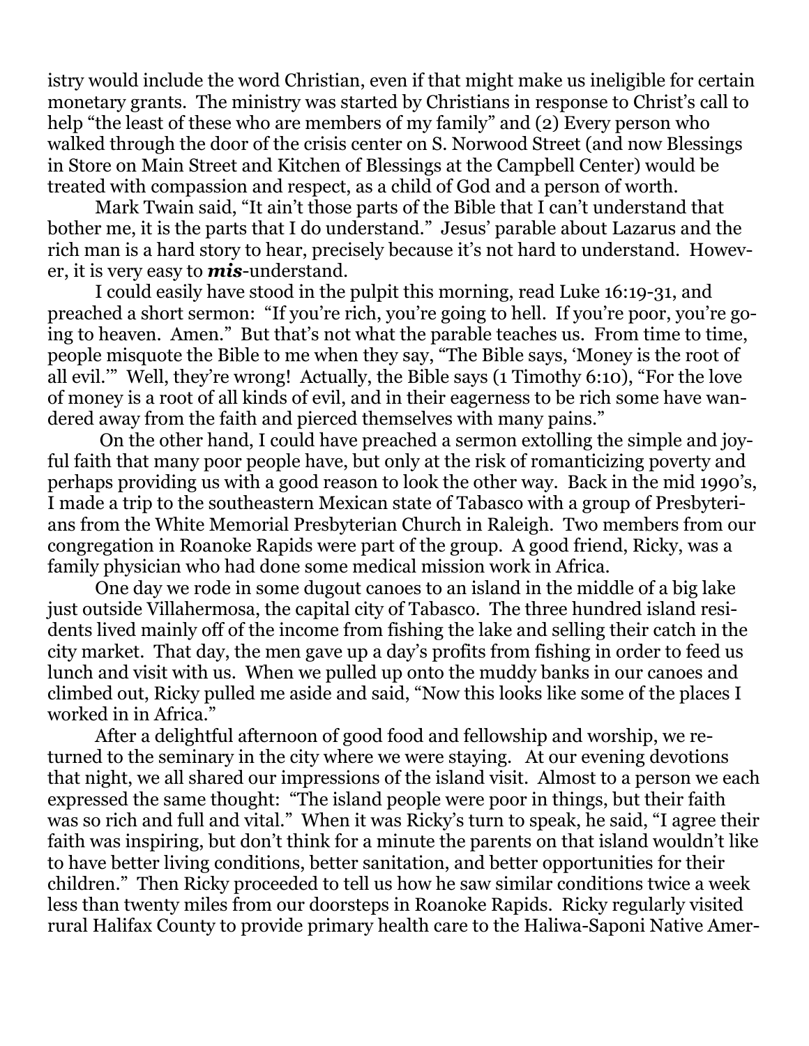istry would include the word Christian, even if that might make us ineligible for certain monetary grants. The ministry was started by Christians in response to Christ's call to help "the least of these who are members of my family" and (2) Every person who walked through the door of the crisis center on S. Norwood Street (and now Blessings in Store on Main Street and Kitchen of Blessings at the Campbell Center) would be treated with compassion and respect, as a child of God and a person of worth.

Mark Twain said, "It ain't those parts of the Bible that I can't understand that bother me, it is the parts that I do understand." Jesus' parable about Lazarus and the rich man is a hard story to hear, precisely because it's not hard to understand. However, it is very easy to ***mis***-understand.

I could easily have stood in the pulpit this morning, read Luke 16:19-31, and preached a short sermon: "If you're rich, you're going to hell. If you're poor, you're going to heaven. Amen." But that's not what the parable teaches us. From time to time, people misquote the Bible to me when they say, "The Bible says, 'Money is the root of all evil.'" Well, they're wrong! Actually, the Bible says (1 Timothy 6:10), "For the love of money is a root of all kinds of evil, and in their eagerness to be rich some have wandered away from the faith and pierced themselves with many pains."

On the other hand, I could have preached a sermon extolling the simple and joyful faith that many poor people have, but only at the risk of romanticizing poverty and perhaps providing us with a good reason to look the other way. Back in the mid 1990's, I made a trip to the southeastern Mexican state of Tabasco with a group of Presbyterians from the White Memorial Presbyterian Church in Raleigh. Two members from our congregation in Roanoke Rapids were part of the group. A good friend, Ricky, was a family physician who had done some medical mission work in Africa.

One day we rode in some dugout canoes to an island in the middle of a big lake just outside Villahermosa, the capital city of Tabasco. The three hundred island residents lived mainly off of the income from fishing the lake and selling their catch in the city market. That day, the men gave up a day's profits from fishing in order to feed us lunch and visit with us. When we pulled up onto the muddy banks in our canoes and climbed out, Ricky pulled me aside and said, "Now this looks like some of the places I worked in in Africa."

After a delightful afternoon of good food and fellowship and worship, we returned to the seminary in the city where we were staying. At our evening devotions that night, we all shared our impressions of the island visit. Almost to a person we each expressed the same thought: "The island people were poor in things, but their faith was so rich and full and vital." When it was Ricky's turn to speak, he said, "I agree their faith was inspiring, but don't think for a minute the parents on that island wouldn't like to have better living conditions, better sanitation, and better opportunities for their children." Then Ricky proceeded to tell us how he saw similar conditions twice a week less than twenty miles from our doorsteps in Roanoke Rapids. Ricky regularly visited rural Halifax County to provide primary health care to the Haliwa-Saponi Native Amer-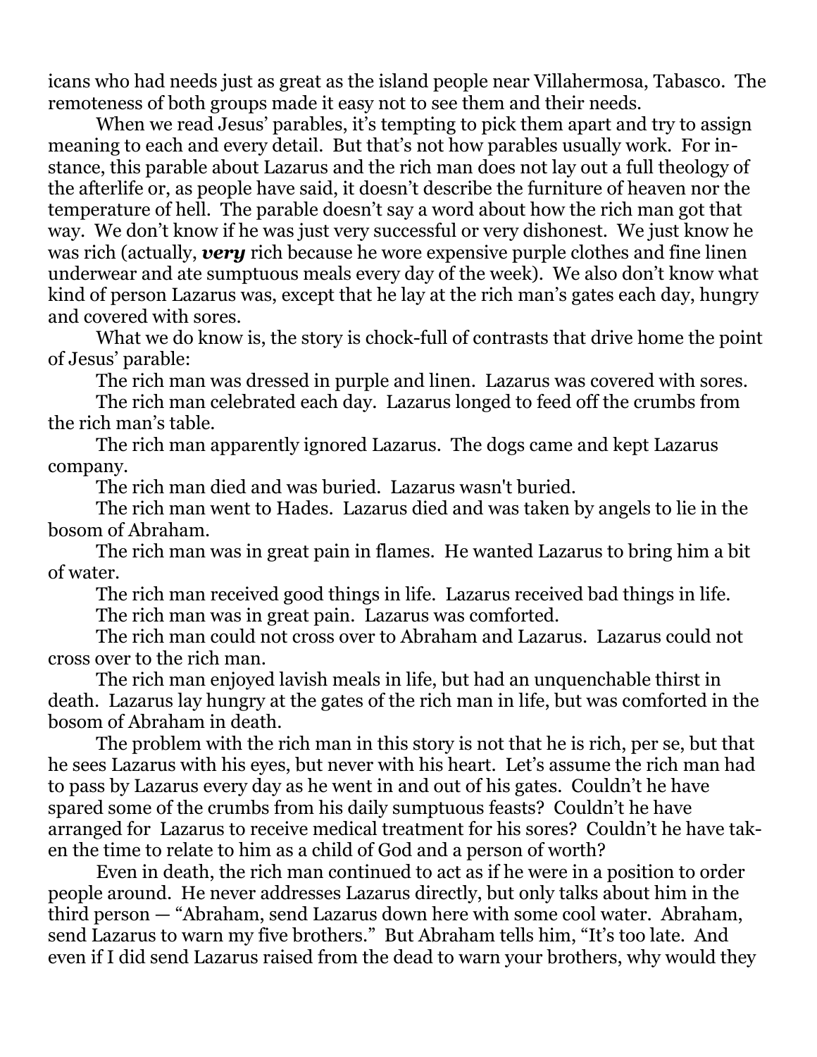icans who had needs just as great as the island people near Villahermosa, Tabasco. The remoteness of both groups made it easy not to see them and their needs.

When we read Jesus' parables, it's tempting to pick them apart and try to assign meaning to each and every detail. But that's not how parables usually work. For instance, this parable about Lazarus and the rich man does not lay out a full theology of the afterlife or, as people have said, it doesn't describe the furniture of heaven nor the temperature of hell. The parable doesn't say a word about how the rich man got that way. We don't know if he was just very successful or very dishonest. We just know he was rich (actually, ***very*** rich because he wore expensive purple clothes and fine linen underwear and ate sumptuous meals every day of the week). We also don't know what kind of person Lazarus was, except that he lay at the rich man's gates each day, hungry and covered with sores.

What we do know is, the story is chock-full of contrasts that drive home the point of Jesus' parable:

The rich man was dressed in purple and linen. Lazarus was covered with sores.

The rich man celebrated each day. Lazarus longed to feed off the crumbs from the rich man's table.

The rich man apparently ignored Lazarus. The dogs came and kept Lazarus company.

The rich man died and was buried. Lazarus wasn't buried.

The rich man went to Hades. Lazarus died and was taken by angels to lie in the bosom of Abraham.

The rich man was in great pain in flames. He wanted Lazarus to bring him a bit of water.

The rich man received good things in life. Lazarus received bad things in life.

The rich man was in great pain. Lazarus was comforted.

The rich man could not cross over to Abraham and Lazarus. Lazarus could not cross over to the rich man.

The rich man enjoyed lavish meals in life, but had an unquenchable thirst in death. Lazarus lay hungry at the gates of the rich man in life, but was comforted in the bosom of Abraham in death.

The problem with the rich man in this story is not that he is rich, per se, but that he sees Lazarus with his eyes, but never with his heart. Let's assume the rich man had to pass by Lazarus every day as he went in and out of his gates. Couldn't he have spared some of the crumbs from his daily sumptuous feasts? Couldn't he have arranged for Lazarus to receive medical treatment for his sores? Couldn't he have taken the time to relate to him as a child of God and a person of worth?

Even in death, the rich man continued to act as if he were in a position to order people around. He never addresses Lazarus directly, but only talks about him in the third person — "Abraham, send Lazarus down here with some cool water. Abraham, send Lazarus to warn my five brothers." But Abraham tells him, "It's too late. And even if I did send Lazarus raised from the dead to warn your brothers, why would they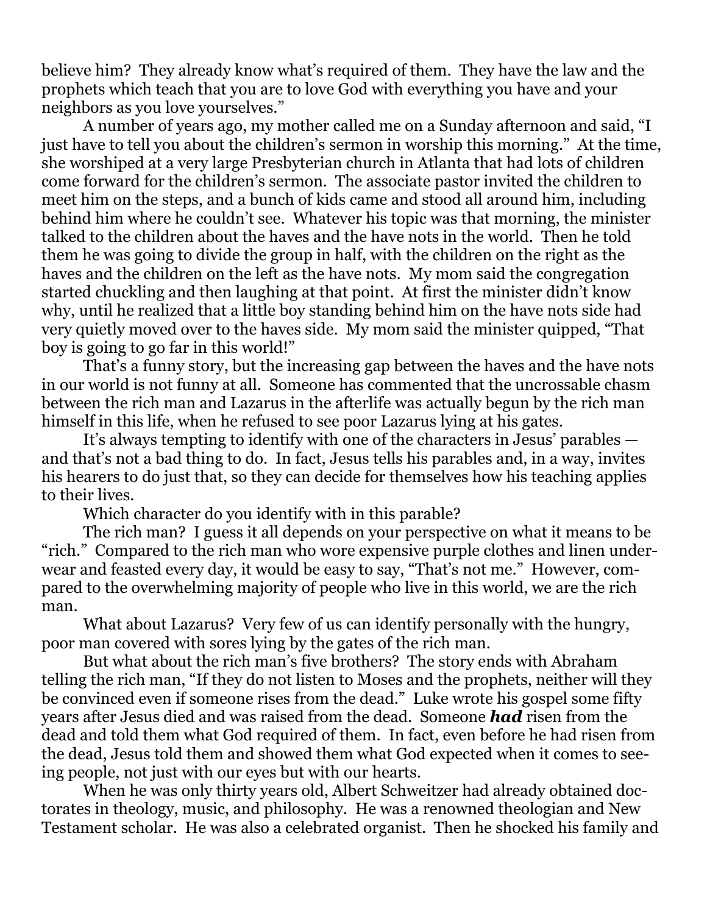believe him? They already know what's required of them. They have the law and the prophets which teach that you are to love God with everything you have and your neighbors as you love yourselves."

A number of years ago, my mother called me on a Sunday afternoon and said, "I just have to tell you about the children's sermon in worship this morning." At the time, she worshiped at a very large Presbyterian church in Atlanta that had lots of children come forward for the children's sermon. The associate pastor invited the children to meet him on the steps, and a bunch of kids came and stood all around him, including behind him where he couldn't see. Whatever his topic was that morning, the minister talked to the children about the haves and the have nots in the world. Then he told them he was going to divide the group in half, with the children on the right as the haves and the children on the left as the have nots. My mom said the congregation started chuckling and then laughing at that point. At first the minister didn't know why, until he realized that a little boy standing behind him on the have nots side had very quietly moved over to the haves side. My mom said the minister quipped, "That boy is going to go far in this world!"

That's a funny story, but the increasing gap between the haves and the have nots in our world is not funny at all. Someone has commented that the uncrossable chasm between the rich man and Lazarus in the afterlife was actually begun by the rich man himself in this life, when he refused to see poor Lazarus lying at his gates.

It's always tempting to identify with one of the characters in Jesus' parables — and that's not a bad thing to do. In fact, Jesus tells his parables and, in a way, invites his hearers to do just that, so they can decide for themselves how his teaching applies to their lives.

Which character do you identify with in this parable?

The rich man? I guess it all depends on your perspective on what it means to be "rich." Compared to the rich man who wore expensive purple clothes and linen underwear and feasted every day, it would be easy to say, "That's not me." However, compared to the overwhelming majority of people who live in this world, we are the rich man.

What about Lazarus? Very few of us can identify personally with the hungry, poor man covered with sores lying by the gates of the rich man.

But what about the rich man's five brothers? The story ends with Abraham telling the rich man, "If they do not listen to Moses and the prophets, neither will they be convinced even if someone rises from the dead." Luke wrote his gospel some fifty years after Jesus died and was raised from the dead. Someone ***had*** risen from the dead and told them what God required of them. In fact, even before he had risen from the dead, Jesus told them and showed them what God expected when it comes to seeing people, not just with our eyes but with our hearts.

When he was only thirty years old, Albert Schweitzer had already obtained doctorates in theology, music, and philosophy. He was a renowned theologian and New Testament scholar. He was also a celebrated organist. Then he shocked his family and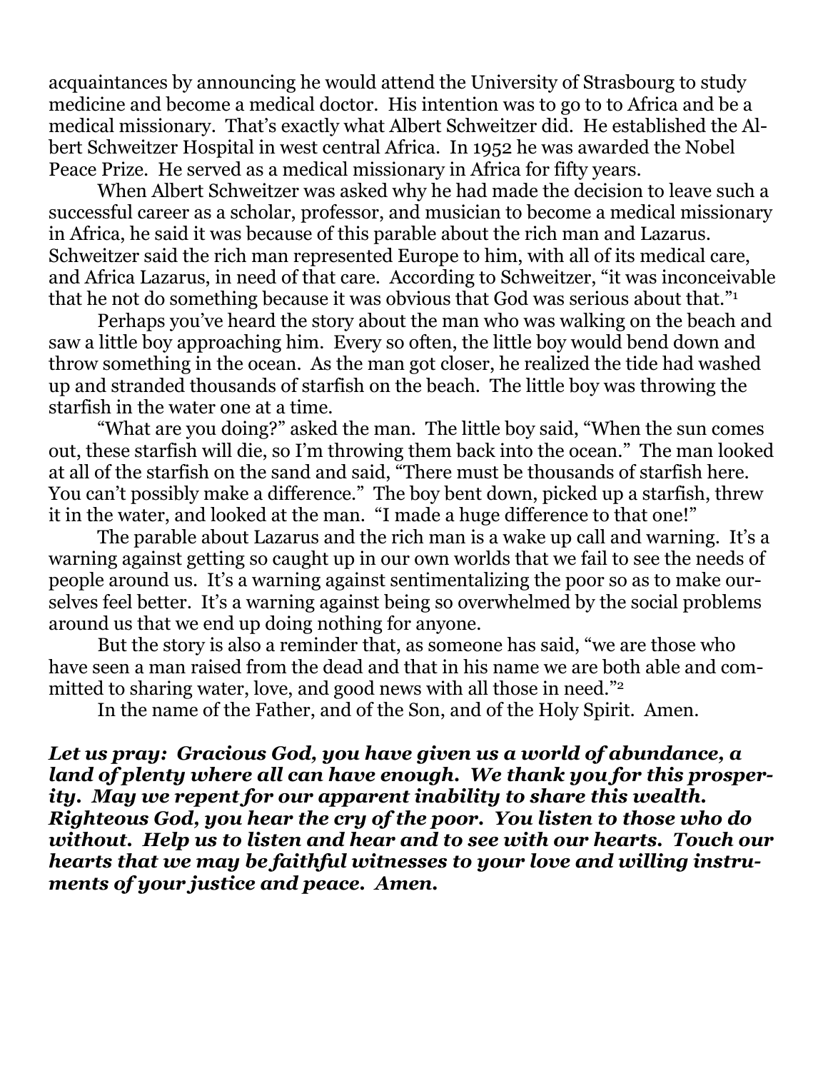acquaintances by announcing he would attend the University of Strasbourg to study medicine and become a medical doctor. His intention was to go to to Africa and be a medical missionary. That's exactly what Albert Schweitzer did. He established the Albert Schweitzer Hospital in west central Africa. In 1952 he was awarded the Nobel Peace Prize. He served as a medical missionary in Africa for fifty years.

When Albert Schweitzer was asked why he had made the decision to leave such a successful career as a scholar, professor, and musician to become a medical missionary in Africa, he said it was because of this parable about the rich man and Lazarus. Schweitzer said the rich man represented Europe to him, with all of its medical care, and Africa Lazarus, in need of that care. According to Schweitzer, "it was inconceivable that he not do something because it was obvious that God was serious about that."[1]

Perhaps you've heard the story about the man who was walking on the beach and saw a little boy approaching him. Every so often, the little boy would bend down and throw something in the ocean. As the man got closer, he realized the tide had washed up and stranded thousands of starfish on the beach. The little boy was throwing the starfish in the water one at a time.

"What are you doing?" asked the man. The little boy said, "When the sun comes out, these starfish will die, so I'm throwing them back into the ocean." The man looked at all of the starfish on the sand and said, "There must be thousands of starfish here. You can't possibly make a difference." The boy bent down, picked up a starfish, threw it in the water, and looked at the man. "I made a huge difference to that one!"

The parable about Lazarus and the rich man is a wake up call and warning. It's a warning against getting so caught up in our own worlds that we fail to see the needs of people around us. It's a warning against sentimentalizing the poor so as to make ourselves feel better. It's a warning against being so overwhelmed by the social problems around us that we end up doing nothing for anyone.

But the story is also a reminder that, as someone has said, "we are those who have seen a man raised from the dead and that in his name we are both able and committed to sharing water, love, and good news with all those in need."[2]

In the name of the Father, and of the Son, and of the Holy Spirit. Amen.

***Let us pray: Gracious God, you have given us a world of abundance, a land of plenty where all can have enough. We thank you for this prosperity. May we repent for our apparent inability to share this wealth. Righteous God, you hear the cry of the poor. You listen to those who do without. Help us to listen and hear and to see with our hearts. Touch our hearts that we may be faithful witnesses to your love and willing instruments of your justice and peace. Amen.***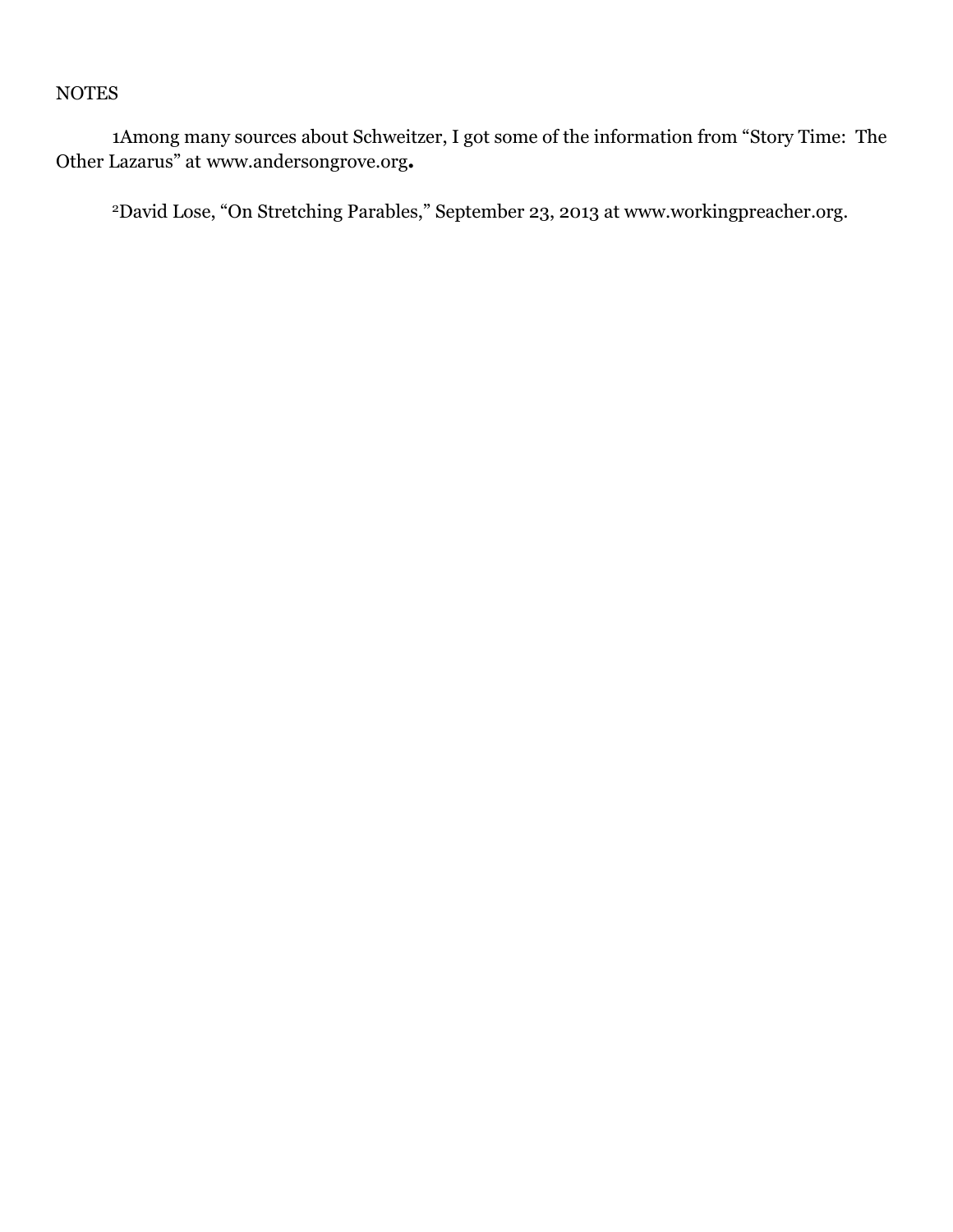NOTES

1Among many sources about Schweitzer, I got some of the information from "Story Time: The Other Lazarus" at www.andersongrove.org**.**

[2]David Lose, "On Stretching Parables," September 23, 2013 at www.workingpreacher.org.